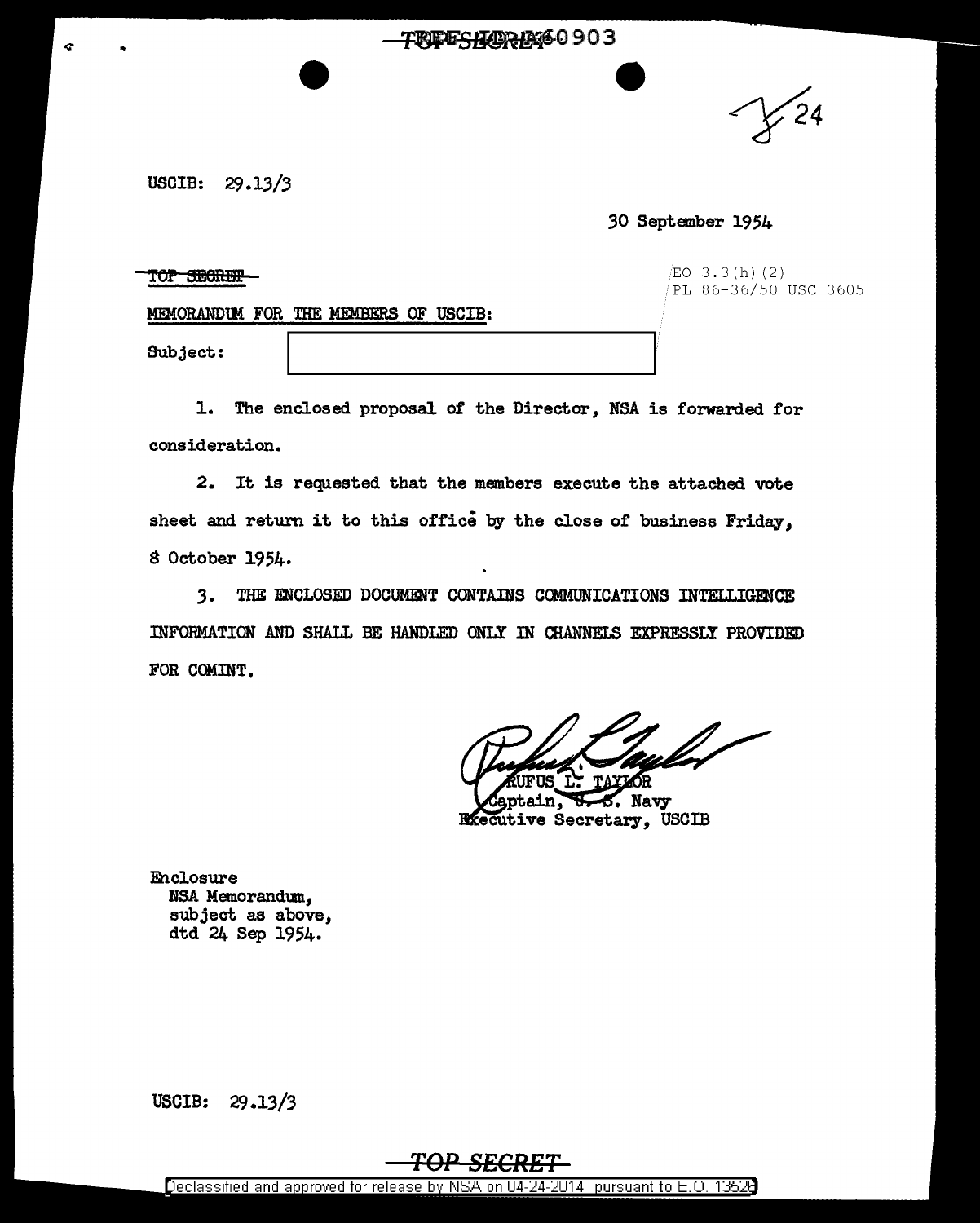USCIB: 29.13/3

30 September 1954

~~TOP SECRET~~

EO 3.3(h)(2)
PL 86-36/50 USC 3605

MEMORANDUM FOR THE MEMBERS OF USCIB:

Subject: [redacted]

1. The enclosed proposal of the Director, NSA is forwarded for consideration.

2. It is requested that the members execute the attached vote sheet and return it to this office by the close of business Friday, 8 October 1954.

3. THE ENCLOSED DOCUMENT CONTAINS COMMUNICATIONS INTELLIGENCE INFORMATION AND SHALL BE HANDLED ONLY IN CHANNELS EXPRESSLY PROVIDED FOR COMINT.

RUFUS L. TAYLOR
Captain, U. S. Navy
Executive Secretary, USCIB

Enclosure
NSA Memorandum,
subject as above,
dtd 24 Sep 1954.

USCIB: 29.13/3

TOP SECRET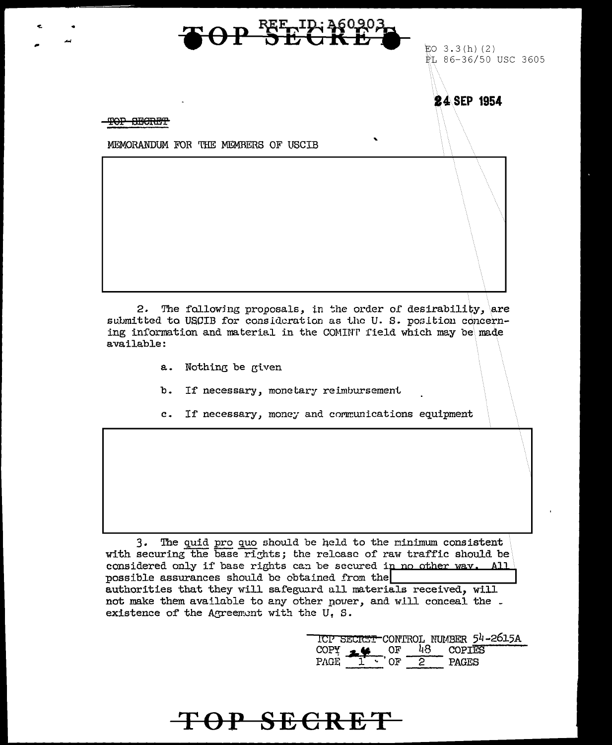REF ID:A60903

TOP SECRET

EO 3.3(h)(2)
PL 86-36/50 USC 3605

24 SEP 1954

~~TOP SECRET~~

MEMORANDUM FOR THE MEMBERS OF USCIB

2. The following proposals, in the order of desirability, are submitted to USCIB for consideration as the U. S. position concerning information and material in the COMINT field which may be made available:

   a. Nothing be given

   b. If necessary, monetary reimbursement

   c. If necessary, money and communications equipment

3. The quid pro quo should be held to the minimum consistent with securing the base rights; the release of raw traffic should be considered only if base rights can be secured in no other way. All possible assurances should be obtained from the [ ] authorities that they will safeguard all materials received, will not make them available to any other power, and will conceal the existence of the Agreement with the U. S.

~~TOP SECRET~~ CONTROL NUMBER 54-2615A
COPY 24 OF 48 COPIES
PAGE 1 OF 2 PAGES

TOP SECRET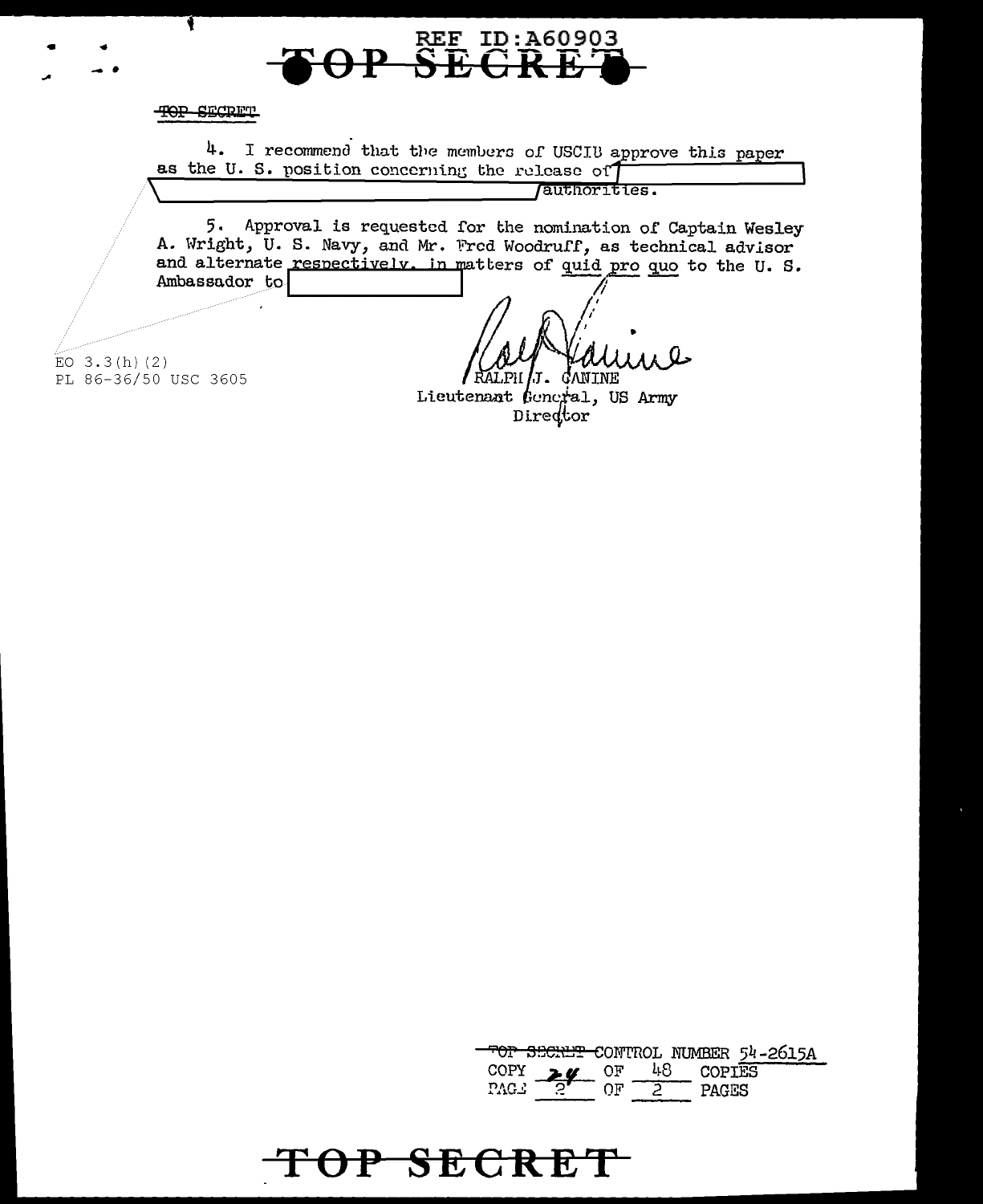REF ID:A60903

TOP SECRET

TOP SECRET

4. I recommend that the members of USCIB approve this paper as the U. S. position concerning the release of [redacted] authorities.

5. Approval is requested for the nomination of Captain Wesley A. Wright, U. S. Navy, and Mr. Fred Woodruff, as technical advisor and alternate respectively, in matters of quid pro quo to the U. S. Ambassador to [redacted]

EO 3.3(h)(2)
PL 86-36/50 USC 3605

RALPH J. CANINE
Lieutenant General, US Army
Director

TOP SECRET CONTROL NUMBER 54-2615A
COPY 24 OF 48 COPIES
PAGE 2 OF 2 PAGES

TOP SECRET